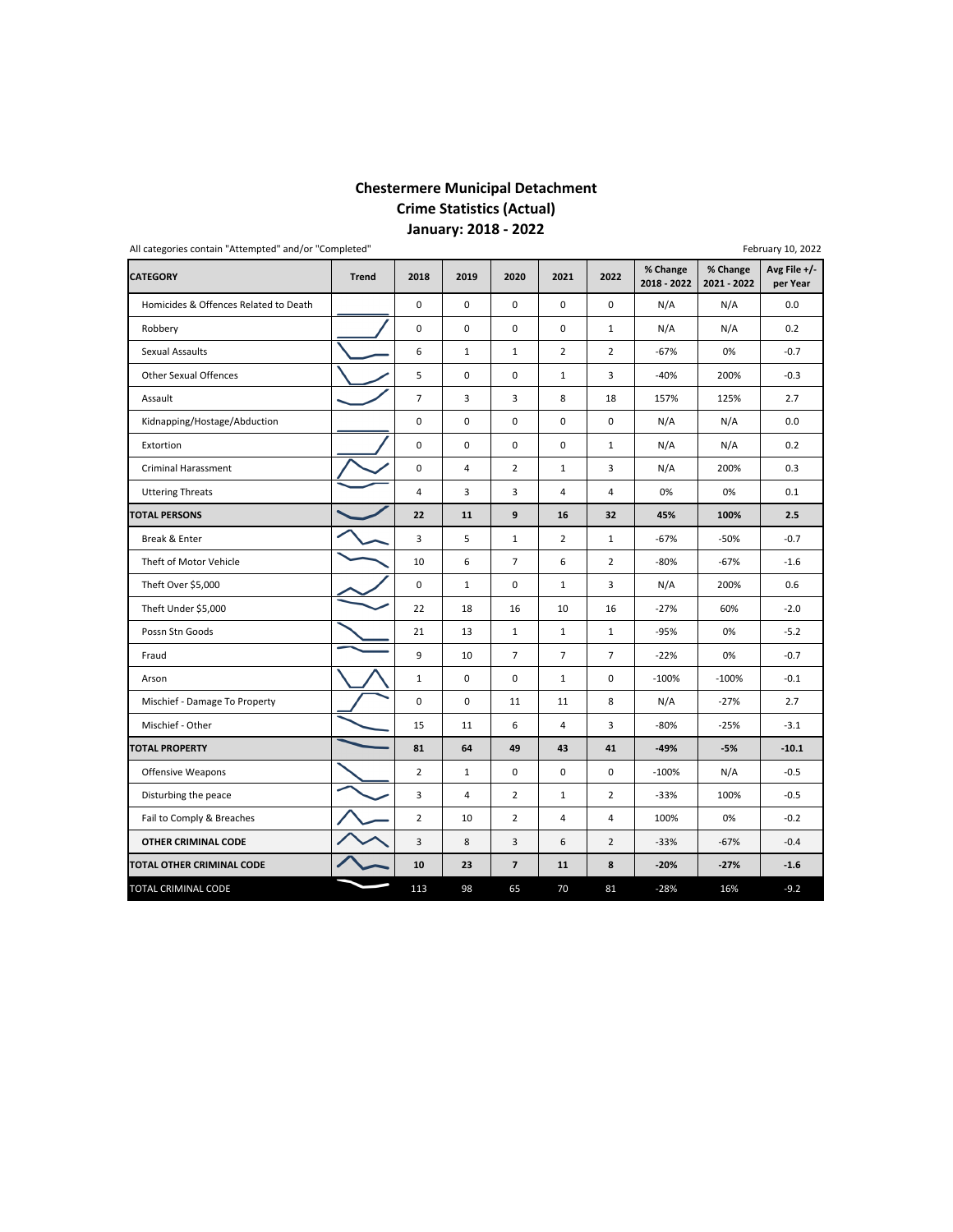# Chestermere Municipal Detachment
## Crime Statistics (Actual)
## January: 2018 - 2022

All categories contain "Attempted" and/or "Completed"

February 10, 2022

| CATEGORY | Trend | 2018 | 2019 | 2020 | 2021 | 2022 | % Change 2018 - 2022 | % Change 2021 - 2022 | Avg File +/- per Year |
|---|---|---|---|---|---|---|---|---|---|
| Homicides & Offences Related to Death | | 0 | 0 | 0 | 0 | 0 | N/A | N/A | 0.0 |
| Robbery | | 0 | 0 | 0 | 0 | 1 | N/A | N/A | 0.2 |
| Sexual Assaults | | 6 | 1 | 1 | 2 | 2 | -67% | 0% | -0.7 |
| Other Sexual Offences | | 5 | 0 | 0 | 1 | 3 | -40% | 200% | -0.3 |
| Assault | | 7 | 3 | 3 | 8 | 18 | 157% | 125% | 2.7 |
| Kidnapping/Hostage/Abduction | | 0 | 0 | 0 | 0 | 0 | N/A | N/A | 0.0 |
| Extortion | | 0 | 0 | 0 | 0 | 1 | N/A | N/A | 0.2 |
| Criminal Harassment | | 0 | 4 | 2 | 1 | 3 | N/A | 200% | 0.3 |
| Uttering Threats | | 4 | 3 | 3 | 4 | 4 | 0% | 0% | 0.1 |
| **TOTAL PERSONS** | | **22** | **11** | **9** | **16** | **32** | **45%** | **100%** | **2.5** |
| Break & Enter | | 3 | 5 | 1 | 2 | 1 | -67% | -50% | -0.7 |
| Theft of Motor Vehicle | | 10 | 6 | 7 | 6 | 2 | -80% | -67% | -1.6 |
| Theft Over $5,000 | | 0 | 1 | 0 | 1 | 3 | N/A | 200% | 0.6 |
| Theft Under $5,000 | | 22 | 18 | 16 | 10 | 16 | -27% | 60% | -2.0 |
| Possn Stn Goods | | 21 | 13 | 1 | 1 | 1 | -95% | 0% | -5.2 |
| Fraud | | 9 | 10 | 7 | 7 | 7 | -22% | 0% | -0.7 |
| Arson | | 1 | 0 | 0 | 1 | 0 | -100% | -100% | -0.1 |
| Mischief - Damage To Property | | 0 | 0 | 11 | 11 | 8 | N/A | -27% | 2.7 |
| Mischief - Other | | 15 | 11 | 6 | 4 | 3 | -80% | -25% | -3.1 |
| **TOTAL PROPERTY** | | **81** | **64** | **49** | **43** | **41** | **-49%** | **-5%** | **-10.1** |
| Offensive Weapons | | 2 | 1 | 0 | 0 | 0 | -100% | N/A | -0.5 |
| Disturbing the peace | | 3 | 4 | 2 | 1 | 2 | -33% | 100% | -0.5 |
| Fail to Comply & Breaches | | 2 | 10 | 2 | 4 | 4 | 100% | 0% | -0.2 |
| **OTHER CRIMINAL CODE** | | 3 | 8 | 3 | 6 | 2 | -33% | -67% | -0.4 |
| **TOTAL OTHER CRIMINAL CODE** | | **10** | **23** | **7** | **11** | **8** | **-20%** | **-27%** | **-1.6** |
| TOTAL CRIMINAL CODE | | 113 | 98 | 65 | 70 | 81 | -28% | 16% | -9.2 |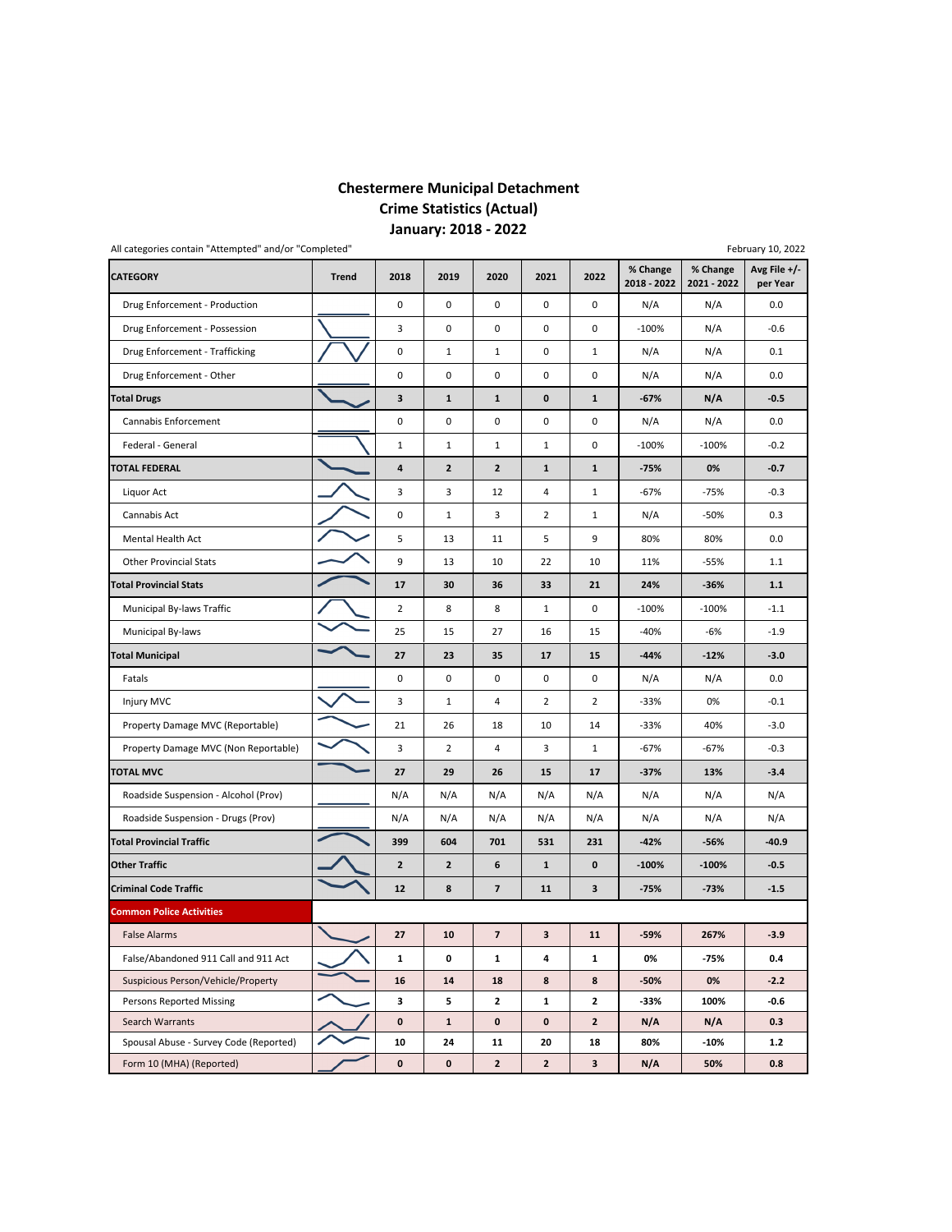# Chestermere Municipal Detachment
## Crime Statistics (Actual)
## January: 2018 - 2022

All categories contain "Attempted" and/or "Completed"

February 10, 2022

| CATEGORY | Trend | 2018 | 2019 | 2020 | 2021 | 2022 | % Change 2018 - 2022 | % Change 2021 - 2022 | Avg File +/- per Year |
|---|---|---|---|---|---|---|---|---|---|
| Drug Enforcement - Production | | 0 | 0 | 0 | 0 | 0 | N/A | N/A | 0.0 |
| Drug Enforcement - Possession | | 3 | 0 | 0 | 0 | 0 | -100% | N/A | -0.6 |
| Drug Enforcement - Trafficking | | 0 | 1 | 1 | 0 | 1 | N/A | N/A | 0.1 |
| Drug Enforcement - Other | | 0 | 0 | 0 | 0 | 0 | N/A | N/A | 0.0 |
| **Total Drugs** | | **3** | **1** | **1** | **0** | **1** | **-67%** | **N/A** | **-0.5** |
| Cannabis Enforcement | | 0 | 0 | 0 | 0 | 0 | N/A | N/A | 0.0 |
| Federal - General | | 1 | 1 | 1 | 1 | 0 | -100% | -100% | -0.2 |
| **TOTAL FEDERAL** | | **4** | **2** | **2** | **1** | **1** | **-75%** | **0%** | **-0.7** |
| Liquor Act | | 3 | 3 | 12 | 4 | 1 | -67% | -75% | -0.3 |
| Cannabis Act | | 0 | 1 | 3 | 2 | 1 | N/A | -50% | 0.3 |
| Mental Health Act | | 5 | 13 | 11 | 5 | 9 | 80% | 80% | 0.0 |
| Other Provincial Stats | | 9 | 13 | 10 | 22 | 10 | 11% | -55% | 1.1 |
| **Total Provincial Stats** | | **17** | **30** | **36** | **33** | **21** | **24%** | **-36%** | **1.1** |
| Municipal By-laws Traffic | | 2 | 8 | 8 | 1 | 0 | -100% | -100% | -1.1 |
| Municipal By-laws | | 25 | 15 | 27 | 16 | 15 | -40% | -6% | -1.9 |
| **Total Municipal** | | **27** | **23** | **35** | **17** | **15** | **-44%** | **-12%** | **-3.0** |
| Fatals | | 0 | 0 | 0 | 0 | 0 | N/A | N/A | 0.0 |
| Injury MVC | | 3 | 1 | 4 | 2 | 2 | -33% | 0% | -0.1 |
| Property Damage MVC (Reportable) | | 21 | 26 | 18 | 10 | 14 | -33% | 40% | -3.0 |
| Property Damage MVC (Non Reportable) | | 3 | 2 | 4 | 3 | 1 | -67% | -67% | -0.3 |
| **TOTAL MVC** | | **27** | **29** | **26** | **15** | **17** | **-37%** | **13%** | **-3.4** |
| Roadside Suspension - Alcohol (Prov) | | N/A | N/A | N/A | N/A | N/A | N/A | N/A | N/A |
| Roadside Suspension - Drugs (Prov) | | N/A | N/A | N/A | N/A | N/A | N/A | N/A | N/A |
| **Total Provincial Traffic** | | **399** | **604** | **701** | **531** | **231** | **-42%** | **-56%** | **-40.9** |
| **Other Traffic** | | **2** | **2** | **6** | **1** | **0** | **-100%** | **-100%** | **-0.5** |
| **Criminal Code Traffic** | | **12** | **8** | **7** | **11** | **3** | **-75%** | **-73%** | **-1.5** |
| **Common Police Activities** | | | | | | | | | |
| False Alarms | | **27** | **10** | **7** | **3** | **11** | **-59%** | **267%** | **-3.9** |
| False/Abandoned 911 Call and 911 Act | | **1** | **0** | **1** | **4** | **1** | **0%** | **-75%** | **0.4** |
| Suspicious Person/Vehicle/Property | | **16** | **14** | **18** | **8** | **8** | **-50%** | **0%** | **-2.2** |
| Persons Reported Missing | | **3** | **5** | **2** | **1** | **2** | **-33%** | **100%** | **-0.6** |
| Search Warrants | | **0** | **1** | **0** | **0** | **2** | **N/A** | **N/A** | **0.3** |
| Spousal Abuse - Survey Code (Reported) | | **10** | **24** | **11** | **20** | **18** | **80%** | **-10%** | **1.2** |
| Form 10 (MHA) (Reported) | | **0** | **0** | **2** | **2** | **3** | **N/A** | **50%** | **0.8** |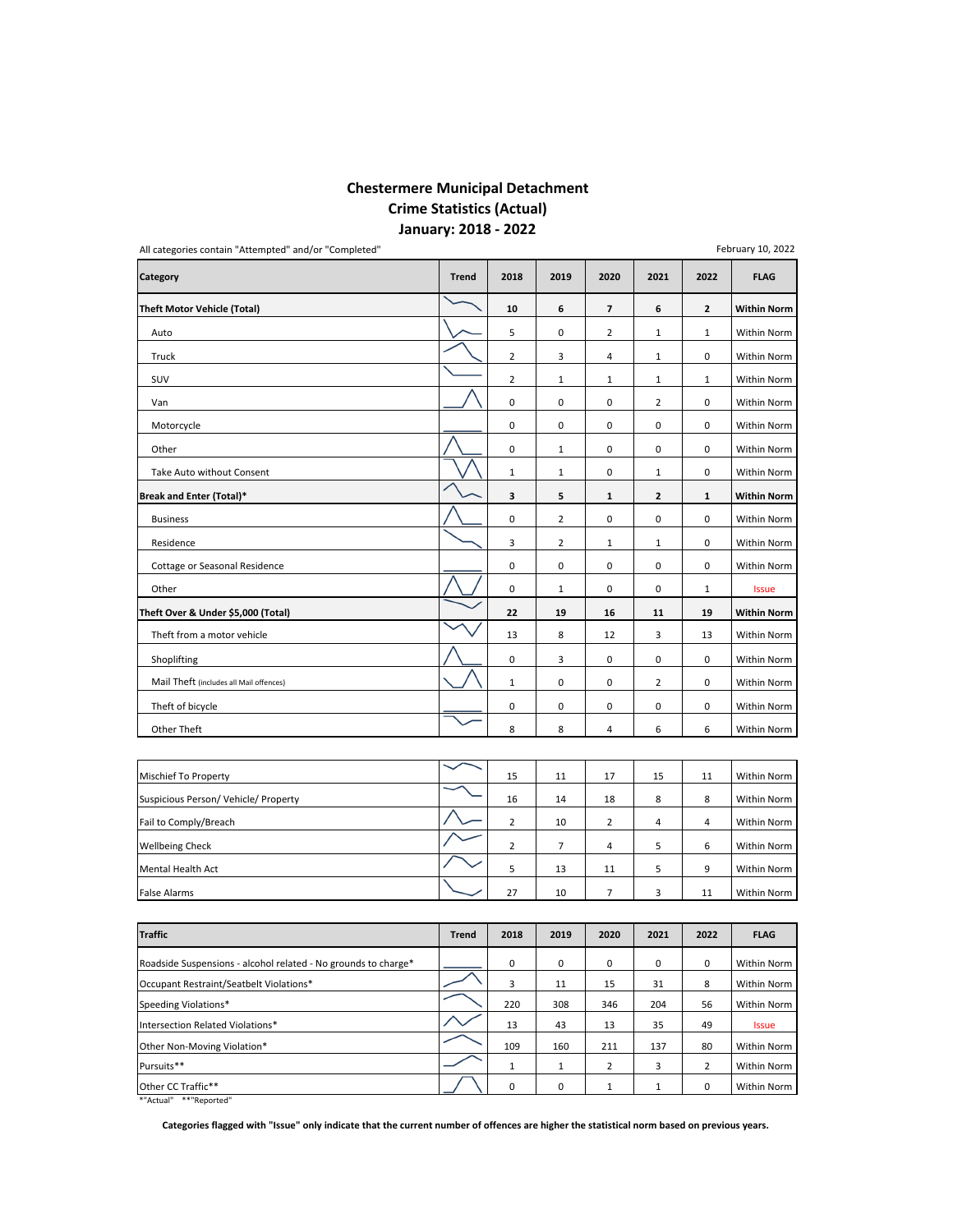# Chestermere Municipal Detachment
## Crime Statistics (Actual)
## January: 2018 - 2022

All categories contain "Attempted" and/or "Completed"

February 10, 2022

| Category | Trend | 2018 | 2019 | 2020 | 2021 | 2022 | FLAG |
|---|---|---|---|---|---|---|---|
| **Theft Motor Vehicle (Total)** | | **10** | **6** | **7** | **6** | **2** | **Within Norm** |
| Auto | | 5 | 0 | 2 | 1 | 1 | Within Norm |
| Truck | | 2 | 3 | 4 | 1 | 0 | Within Norm |
| SUV | | 2 | 1 | 1 | 1 | 1 | Within Norm |
| Van | | 0 | 0 | 0 | 2 | 0 | Within Norm |
| Motorcycle | | 0 | 0 | 0 | 0 | 0 | Within Norm |
| Other | | 0 | 1 | 0 | 0 | 0 | Within Norm |
| Take Auto without Consent | | 1 | 1 | 0 | 1 | 0 | Within Norm |
| **Break and Enter (Total)*** | | **3** | **5** | **1** | **2** | **1** | **Within Norm** |
| Business | | 0 | 2 | 0 | 0 | 0 | Within Norm |
| Residence | | 3 | 2 | 1 | 1 | 0 | Within Norm |
| Cottage or Seasonal Residence | | 0 | 0 | 0 | 0 | 0 | Within Norm |
| Other | | 0 | 1 | 0 | 0 | 1 | Issue |
| **Theft Over & Under $5,000 (Total)** | | **22** | **19** | **16** | **11** | **19** | **Within Norm** |
| Theft from a motor vehicle | | 13 | 8 | 12 | 3 | 13 | Within Norm |
| Shoplifting | | 0 | 3 | 0 | 0 | 0 | Within Norm |
| Mail Theft (includes all Mail offences) | | 1 | 0 | 0 | 2 | 0 | Within Norm |
| Theft of bicycle | | 0 | 0 | 0 | 0 | 0 | Within Norm |
| Other Theft | | 8 | 8 | 4 | 6 | 6 | Within Norm |

| Category | Trend | 2018 | 2019 | 2020 | 2021 | 2022 | FLAG |
|---|---|---|---|---|---|---|---|
| Mischief To Property | | 15 | 11 | 17 | 15 | 11 | Within Norm |
| Suspicious Person/ Vehicle/ Property | | 16 | 14 | 18 | 8 | 8 | Within Norm |
| Fail to Comply/Breach | | 2 | 10 | 2 | 4 | 4 | Within Norm |
| Wellbeing Check | | 2 | 7 | 4 | 5 | 6 | Within Norm |
| Mental Health Act | | 5 | 13 | 11 | 5 | 9 | Within Norm |
| False Alarms | | 27 | 10 | 7 | 3 | 11 | Within Norm |

| Traffic | Trend | 2018 | 2019 | 2020 | 2021 | 2022 | FLAG |
|---|---|---|---|---|---|---|---|
| Roadside Suspensions - alcohol related - No grounds to charge* | | 0 | 0 | 0 | 0 | 0 | Within Norm |
| Occupant Restraint/Seatbelt Violations* | | 3 | 11 | 15 | 31 | 8 | Within Norm |
| Speeding Violations* | | 220 | 308 | 346 | 204 | 56 | Within Norm |
| Intersection Related Violations* | | 13 | 43 | 13 | 35 | 49 | Issue |
| Other Non-Moving Violation* | | 109 | 160 | 211 | 137 | 80 | Within Norm |
| Pursuits** | | 1 | 1 | 2 | 3 | 2 | Within Norm |
| Other CC Traffic** | | 0 | 0 | 1 | 1 | 0 | Within Norm |

*"Actual" **"Reported"

**Categories flagged with "Issue" only indicate that the current number of offences are higher the statistical norm based on previous years.**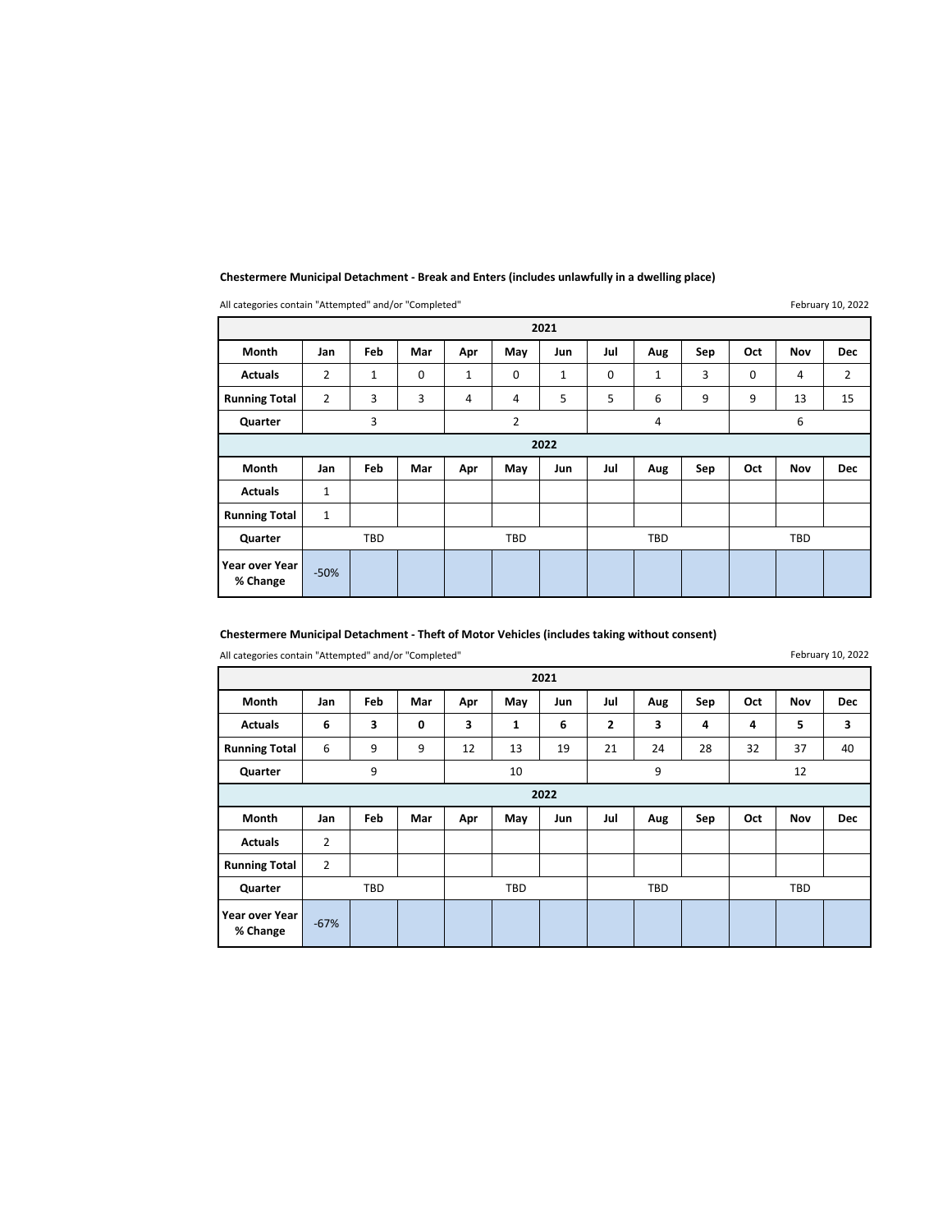**Chestermere Municipal Detachment - Break and Enters (includes unlawfully in a dwelling place)**

All categories contain "Attempted" and/or "Completed"

February 10, 2022

| 2021 | | | | | | | | | | | | |
|---|---|---|---|---|---|---|---|---|---|---|---|---|
| **Month** | **Jan** | **Feb** | **Mar** | **Apr** | **May** | **Jun** | **Jul** | **Aug** | **Sep** | **Oct** | **Nov** | **Dec** |
| **Actuals** | 2 | 1 | 0 | 1 | 0 | 1 | 0 | 1 | 3 | 0 | 4 | 2 |
| **Running Total** | 2 | 3 | 3 | 4 | 4 | 5 | 5 | 6 | 9 | 9 | 13 | 15 |
| **Quarter** | | 3 | | | 2 | | | 4 | | | 6 | |
| **2022** | | | | | | | | | | | | |
| **Month** | **Jan** | **Feb** | **Mar** | **Apr** | **May** | **Jun** | **Jul** | **Aug** | **Sep** | **Oct** | **Nov** | **Dec** |
| **Actuals** | 1 | | | | | | | | | | | |
| **Running Total** | 1 | | | | | | | | | | | |
| **Quarter** | | TBD | | | TBD | | | TBD | | | TBD | |
| **Year over Year % Change** | -50% | | | | | | | | | | | |

**Chestermere Municipal Detachment - Theft of Motor Vehicles (includes taking without consent)**

All categories contain "Attempted" and/or "Completed"

February 10, 2022

| 2021 | | | | | | | | | | | | |
|---|---|---|---|---|---|---|---|---|---|---|---|---|
| **Month** | **Jan** | **Feb** | **Mar** | **Apr** | **May** | **Jun** | **Jul** | **Aug** | **Sep** | **Oct** | **Nov** | **Dec** |
| **Actuals** | **6** | **3** | **0** | **3** | **1** | **6** | **2** | **3** | **4** | **4** | **5** | **3** |
| **Running Total** | 6 | 9 | 9 | 12 | 13 | 19 | 21 | 24 | 28 | 32 | 37 | 40 |
| **Quarter** | | 9 | | | 10 | | | 9 | | | 12 | |
| **2022** | | | | | | | | | | | | |
| **Month** | **Jan** | **Feb** | **Mar** | **Apr** | **May** | **Jun** | **Jul** | **Aug** | **Sep** | **Oct** | **Nov** | **Dec** |
| **Actuals** | 2 | | | | | | | | | | | |
| **Running Total** | 2 | | | | | | | | | | | |
| **Quarter** | | TBD | | | TBD | | | TBD | | | TBD | |
| **Year over Year % Change** | -67% | | | | | | | | | | | |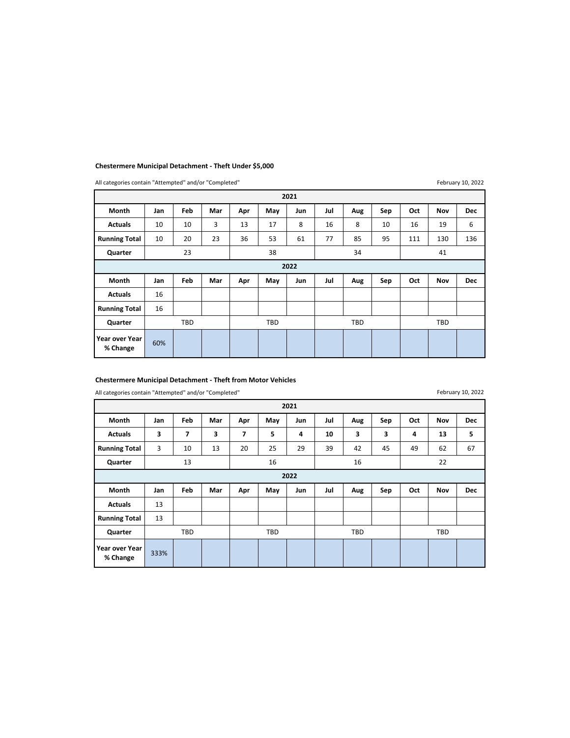**Chestermere Municipal Detachment - Theft Under $5,000**

All categories contain "Attempted" and/or "Completed"

February 10, 2022

| | | | | | | | | | | | | |
|---|---|---|---|---|---|---|---|---|---|---|---|---|
| **2021** | | | | | | | | | | | | |
| **Month** | **Jan** | **Feb** | **Mar** | **Apr** | **May** | **Jun** | **Jul** | **Aug** | **Sep** | **Oct** | **Nov** | **Dec** |
| **Actuals** | 10 | 10 | 3 | 13 | 17 | 8 | 16 | 8 | 10 | 16 | 19 | 6 |
| **Running Total** | 10 | 20 | 23 | 36 | 53 | 61 | 77 | 85 | 95 | 111 | 130 | 136 |
| **Quarter** | 23 | | | 38 | | | 34 | | | 41 | | |
| **2022** | | | | | | | | | | | | |
| **Month** | **Jan** | **Feb** | **Mar** | **Apr** | **May** | **Jun** | **Jul** | **Aug** | **Sep** | **Oct** | **Nov** | **Dec** |
| **Actuals** | 16 | | | | | | | | | | | |
| **Running Total** | 16 | | | | | | | | | | | |
| **Quarter** | TBD | | | TBD | | | TBD | | | TBD | | |
| **Year over Year % Change** | 60% | | | | | | | | | | | |

**Chestermere Municipal Detachment - Theft from Motor Vehicles**

All categories contain "Attempted" and/or "Completed"

February 10, 2022

| | | | | | | | | | | | | |
|---|---|---|---|---|---|---|---|---|---|---|---|---|
| **2021** | | | | | | | | | | | | |
| **Month** | **Jan** | **Feb** | **Mar** | **Apr** | **May** | **Jun** | **Jul** | **Aug** | **Sep** | **Oct** | **Nov** | **Dec** |
| **Actuals** | **3** | **7** | **3** | **7** | **5** | **4** | **10** | **3** | **3** | **4** | **13** | **5** |
| **Running Total** | 3 | 10 | 13 | 20 | 25 | 29 | 39 | 42 | 45 | 49 | 62 | 67 |
| **Quarter** | 13 | | | 16 | | | 16 | | | 22 | | |
| **2022** | | | | | | | | | | | | |
| **Month** | **Jan** | **Feb** | **Mar** | **Apr** | **May** | **Jun** | **Jul** | **Aug** | **Sep** | **Oct** | **Nov** | **Dec** |
| **Actuals** | 13 | | | | | | | | | | | |
| **Running Total** | 13 | | | | | | | | | | | |
| **Quarter** | TBD | | | TBD | | | TBD | | | TBD | | |
| **Year over Year % Change** | 333% | | | | | | | | | | | |